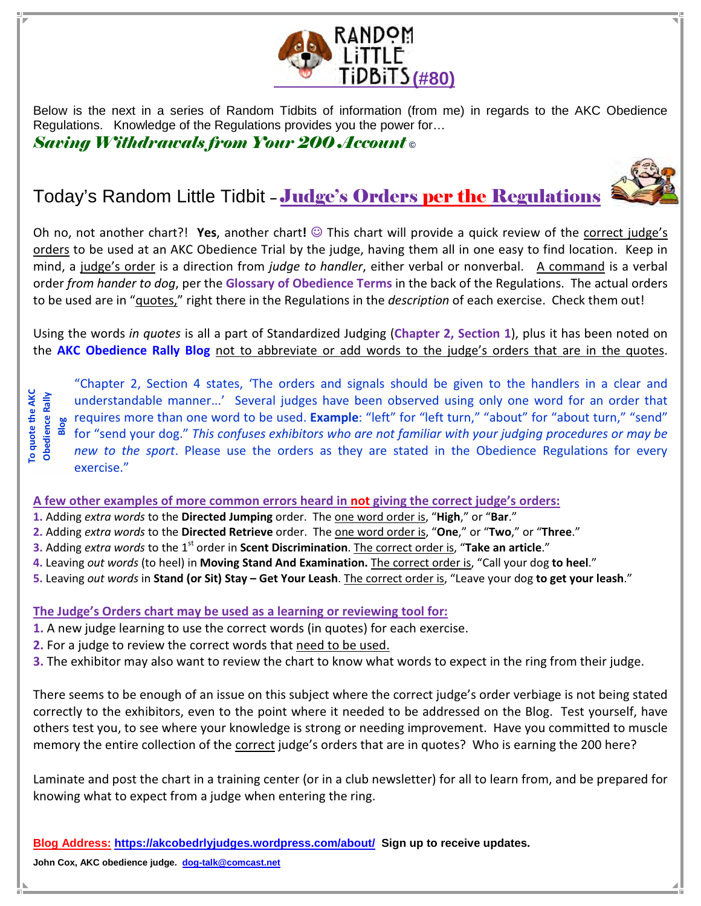# RANDOM LITTLE TIDBITS (#80)

Below is the next in a series of Random Tidbits of information (from me) in regards to the AKC Obedience Regulations. Knowledge of the Regulations provides you the power for…

***Saving Withdrawals from Your 200 Account ©***

## Today's Random Little Tidbit – Judge's Orders per the Regulations

Oh no, not another chart?! **Yes**, another chart**!** ☺ This chart will provide a quick review of the correct judge's orders to be used at an AKC Obedience Trial by the judge, having them all in one easy to find location. Keep in mind, a judge's order is a direction from *judge to handler*, either verbal or nonverbal. A command is a verbal order *from hander to dog*, per the **Glossary of Obedience Terms** in the back of the Regulations. The actual orders to be used are in "quotes," right there in the Regulations in the *description* of each exercise. Check them out!

Using the words *in quotes* is all a part of Standardized Judging (**Chapter 2, Section 1**), plus it has been noted on the **AKC Obedience Rally Blog** not to abbreviate or add words to the judge's orders that are in the quotes.

**To quote the AKC Obedience Rally Blog**

"Chapter 2, Section 4 states, 'The orders and signals should be given to the handlers in a clear and understandable manner…' Several judges have been observed using only one word for an order that requires more than one word to be used. **Example**: "left" for "left turn," "about" for "about turn," "send" for "send your dog." *This confuses exhibitors who are not familiar with your judging procedures or may be new to the sport*. Please use the orders as they are stated in the Obedience Regulations for every exercise."

**A few other examples of more common errors heard in not giving the correct judge's orders:**

1. Adding *extra words* to the **Directed Jumping** order. The one word order is, "**High**," or "**Bar**."
2. Adding *extra words* to the **Directed Retrieve** order. The one word order is, "**One**," or "**Two**," or "**Three**."
3. Adding *extra words* to the 1st order in **Scent Discrimination**. The correct order is, "**Take an article**."
4. Leaving *out words* (to heel) in **Moving Stand And Examination.** The correct order is, "Call your dog **to heel**."
5. Leaving *out words* in **Stand (or Sit) Stay – Get Your Leash**. The correct order is, "Leave your dog **to get your leash**."

**The Judge's Orders chart may be used as a learning or reviewing tool for:**

1. A new judge learning to use the correct words (in quotes) for each exercise.
2. For a judge to review the correct words that need to be used.
3. The exhibitor may also want to review the chart to know what words to expect in the ring from their judge.

There seems to be enough of an issue on this subject where the correct judge's order verbiage is not being stated correctly to the exhibitors, even to the point where it needed to be addressed on the Blog. Test yourself, have others test you, to see where your knowledge is strong or needing improvement. Have you committed to muscle memory the entire collection of the correct judge's orders that are in quotes? Who is earning the 200 here?

Laminate and post the chart in a training center (or in a club newsletter) for all to learn from, and be prepared for knowing what to expect from a judge when entering the ring.

**Blog Address: https://akcobedrlyjudges.wordpress.com/about/ Sign up to receive updates.**

**John Cox, AKC obedience judge. dog-talk@comcast.net**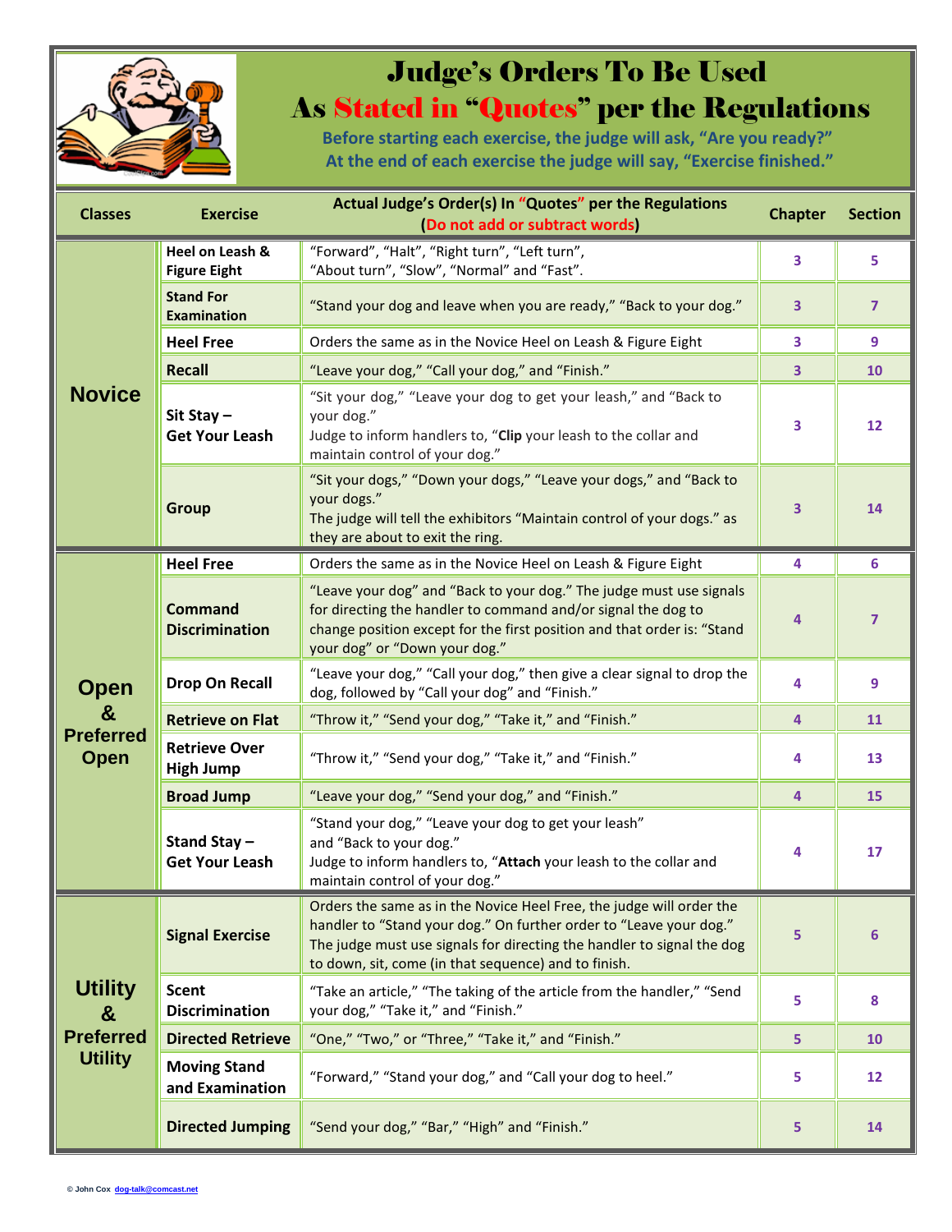# Judge's Orders To Be Used As Stated in "Quotes" per the Regulations

**Before starting each exercise, the judge will ask, "Are you ready?"**
**At the end of each exercise the judge will say, "Exercise finished."**

| Classes | Exercise | Actual Judge's Order(s) In "Quotes" per the Regulations (Do not add or subtract words) | Chapter | Section |
|---|---|---|---|---|
| **Novice** | **Heel on Leash & Figure Eight** | "Forward", "Halt", "Right turn", "Left turn", "About turn", "Slow", "Normal" and "Fast". | 3 | 5 |
| | **Stand For Examination** | "Stand your dog and leave when you are ready," "Back to your dog." | 3 | 7 |
| | **Heel Free** | Orders the same as in the Novice Heel on Leash & Figure Eight | 3 | 9 |
| | **Recall** | "Leave your dog," "Call your dog," and "Finish." | 3 | 10 |
| | **Sit Stay – Get Your Leash** | "Sit your dog," "Leave your dog to get your leash," and "Back to your dog." Judge to inform handlers to, "**Clip** your leash to the collar and maintain control of your dog." | 3 | 12 |
| | **Group** | "Sit your dogs," "Down your dogs," "Leave your dogs," and "Back to your dogs." The judge will tell the exhibitors "Maintain control of your dogs." as they are about to exit the ring. | 3 | 14 |
| **Open & Preferred Open** | **Heel Free** | Orders the same as in the Novice Heel on Leash & Figure Eight | 4 | 6 |
| | **Command Discrimination** | "Leave your dog" and "Back to your dog." The judge must use signals for directing the handler to command and/or signal the dog to change position except for the first position and that order is: "Stand your dog" or "Down your dog." | 4 | 7 |
| | **Drop On Recall** | "Leave your dog," "Call your dog," then give a clear signal to drop the dog, followed by "Call your dog" and "Finish." | 4 | 9 |
| | **Retrieve on Flat** | "Throw it," "Send your dog," "Take it," and "Finish." | 4 | 11 |
| | **Retrieve Over High Jump** | "Throw it," "Send your dog," "Take it," and "Finish." | 4 | 13 |
| | **Broad Jump** | "Leave your dog," "Send your dog," and "Finish." | 4 | 15 |
| | **Stand Stay – Get Your Leash** | "Stand your dog," "Leave your dog to get your leash" and "Back to your dog." Judge to inform handlers to, "**Attach** your leash to the collar and maintain control of your dog." | 4 | 17 |
| **Utility & Preferred Utility** | **Signal Exercise** | Orders the same as in the Novice Heel Free, the judge will order the handler to "Stand your dog." On further order to "Leave your dog." The judge must use signals for directing the handler to signal the dog to down, sit, come (in that sequence) and to finish. | 5 | 6 |
| | **Scent Discrimination** | "Take an article," "The taking of the article from the handler," "Send your dog," "Take it," and "Finish." | 5 | 8 |
| | **Directed Retrieve** | "One," "Two," or "Three," "Take it," and "Finish." | 5 | 10 |
| | **Moving Stand and Examination** | "Forward," "Stand your dog," and "Call your dog to heel." | 5 | 12 |
| | **Directed Jumping** | "Send your dog," "Bar," "High" and "Finish." | 5 | 14 |

© John Cox dog-talk@comcast.net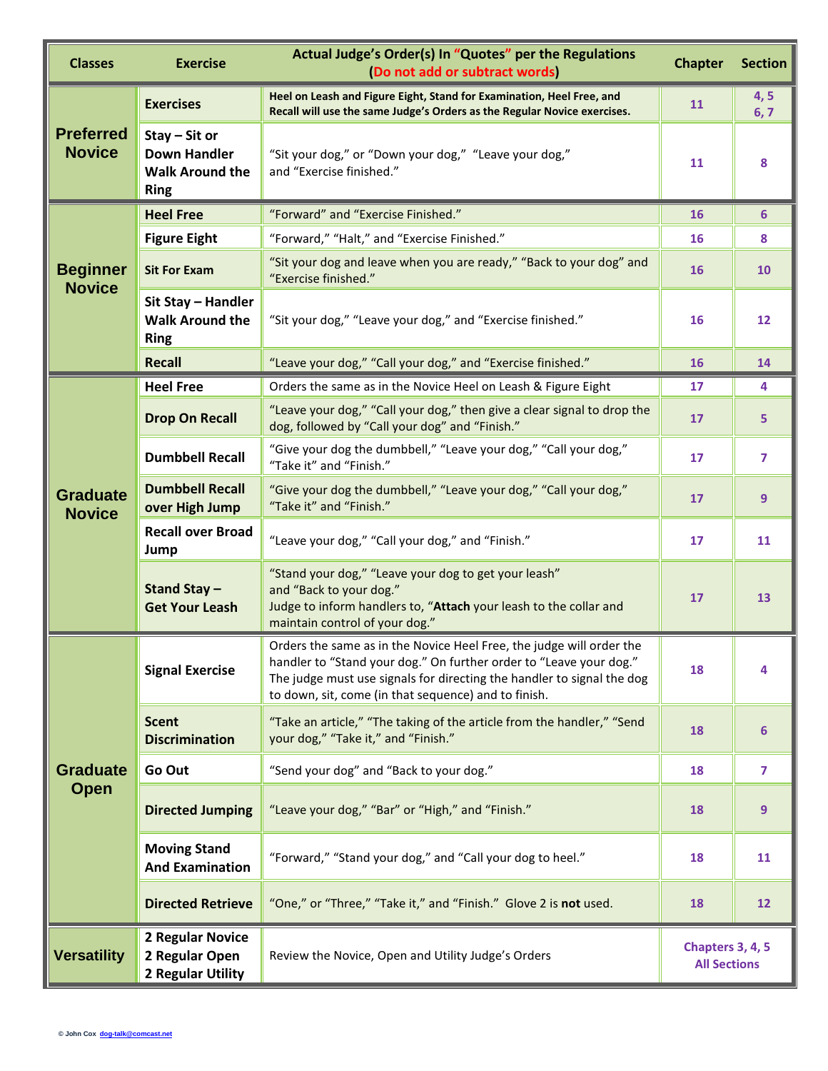| Classes | Exercise | Actual Judge's Order(s) In "Quotes" per the Regulations (Do not add or subtract words) | Chapter | Section |
|---|---|---|---|---|
| **Preferred Novice** | **Exercises** | **Heel on Leash and Figure Eight, Stand for Examination, Heel Free, and Recall will use the same Judge's Orders as the Regular Novice exercises.** | 11 | 4, 5 6, 7 |
| | **Stay – Sit or Down Handler Walk Around the Ring** | "Sit your dog," or "Down your dog," "Leave your dog," and "Exercise finished." | 11 | 8 |
| **Beginner Novice** | **Heel Free** | "Forward" and "Exercise Finished." | 16 | 6 |
| | **Figure Eight** | "Forward," "Halt," and "Exercise Finished." | 16 | 8 |
| | **Sit For Exam** | "Sit your dog and leave when you are ready," "Back to your dog" and "Exercise finished." | 16 | 10 |
| | **Sit Stay – Handler Walk Around the Ring** | "Sit your dog," "Leave your dog," and "Exercise finished." | 16 | 12 |
| | **Recall** | "Leave your dog," "Call your dog," and "Exercise finished." | 16 | 14 |
| **Graduate Novice** | **Heel Free** | Orders the same as in the Novice Heel on Leash & Figure Eight | 17 | 4 |
| | **Drop On Recall** | "Leave your dog," "Call your dog," then give a clear signal to drop the dog, followed by "Call your dog" and "Finish." | 17 | 5 |
| | **Dumbbell Recall** | "Give your dog the dumbbell," "Leave your dog," "Call your dog," "Take it" and "Finish." | 17 | 7 |
| | **Dumbbell Recall over High Jump** | "Give your dog the dumbbell," "Leave your dog," "Call your dog," "Take it" and "Finish." | 17 | 9 |
| | **Recall over Broad Jump** | "Leave your dog," "Call your dog," and "Finish." | 17 | 11 |
| | **Stand Stay – Get Your Leash** | "Stand your dog," "Leave your dog to get your leash" and "Back to your dog." Judge to inform handlers to, "**Attach** your leash to the collar and maintain control of your dog." | 17 | 13 |
| **Graduate Open** | **Signal Exercise** | Orders the same as in the Novice Heel Free, the judge will order the handler to "Stand your dog." On further order to "Leave your dog." The judge must use signals for directing the handler to signal the dog to down, sit, come (in that sequence) and to finish. | 18 | 4 |
| | **Scent Discrimination** | "Take an article," "The taking of the article from the handler," "Send your dog," "Take it," and "Finish." | 18 | 6 |
| | **Go Out** | "Send your dog" and "Back to your dog." | 18 | 7 |
| | **Directed Jumping** | "Leave your dog," "Bar" or "High," and "Finish." | 18 | 9 |
| | **Moving Stand And Examination** | "Forward," "Stand your dog," and "Call your dog to heel." | 18 | 11 |
| | **Directed Retrieve** | "One," or "Three," "Take it," and "Finish." Glove 2 is **not** used. | 18 | 12 |
| **Versatility** | **2 Regular Novice 2 Regular Open 2 Regular Utility** | Review the Novice, Open and Utility Judge's Orders | Chapters 3, 4, 5 All Sections | |

© John Cox dog-talk@comcast.net